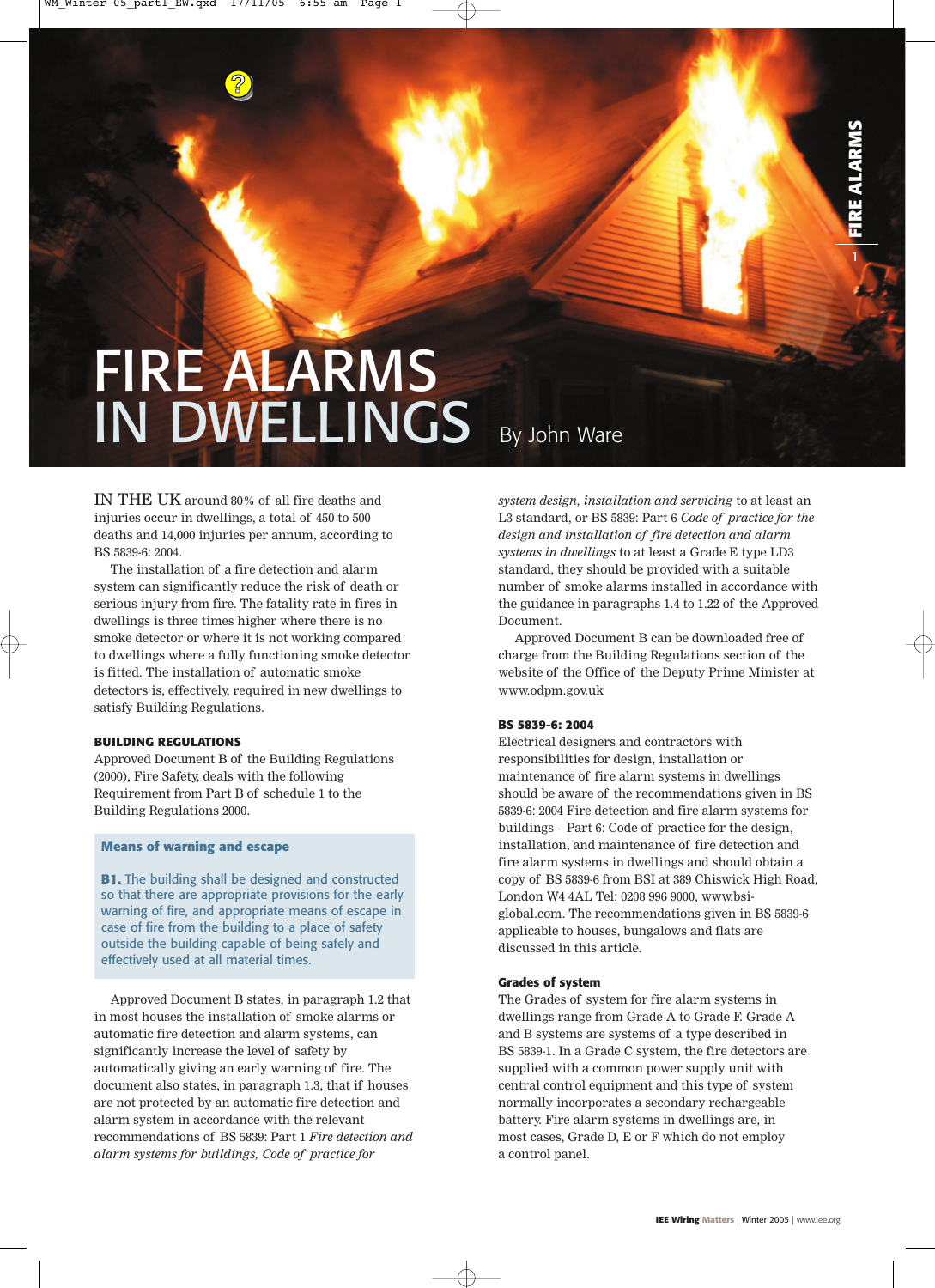# FIRE ALARMS IN DWELLINGS

By John Ware

IN THE UK around 80% of all fire deaths and injuries occur in dwellings, a total of 450 to 500 deaths and 14,000 injuries per annum, according to BS 5839-6: 2004.

The installation of a fire detection and alarm system can significantly reduce the risk of death or serious injury from fire. The fatality rate in fires in dwellings is three times higher where there is no smoke detector or where it is not working compared to dwellings where a fully functioning smoke detector is fitted. The installation of automatic smoke detectors is, effectively, required in new dwellings to satisfy Building Regulations.

### BUILDING REGULATIONS

Approved Document B of the Building Regulations (2000), Fire Safety, deals with the following Requirement from Part B of schedule 1 to the Building Regulations 2000.

> **Means of warning and escape**
>
> **B1.** The building shall be designed and constructed so that there are appropriate provisions for the early warning of fire, and appropriate means of escape in case of fire from the building to a place of safety outside the building capable of being safely and effectively used at all material times.

Approved Document B states, in paragraph 1.2 that in most houses the installation of smoke alarms or automatic fire detection and alarm systems, can significantly increase the level of safety by automatically giving an early warning of fire. The document also states, in paragraph 1.3, that if houses are not protected by an automatic fire detection and alarm system in accordance with the relevant recommendations of BS 5839: Part 1 *Fire detection and alarm systems for buildings, Code of practice for system design, installation and servicing* to at least an L3 standard, or BS 5839: Part 6 *Code of practice for the design and installation of fire detection and alarm systems in dwellings* to at least a Grade E type LD3 standard, they should be provided with a suitable number of smoke alarms installed in accordance with the guidance in paragraphs 1.4 to 1.22 of the Approved Document.

Approved Document B can be downloaded free of charge from the Building Regulations section of the website of the Office of the Deputy Prime Minister at www.odpm.gov.uk

### BS 5839-6: 2004

Electrical designers and contractors with responsibilities for design, installation or maintenance of fire alarm systems in dwellings should be aware of the recommendations given in BS 5839-6: 2004 Fire detection and fire alarm systems for buildings – Part 6: Code of practice for the design, installation, and maintenance of fire detection and fire alarm systems in dwellings and should obtain a copy of BS 5839-6 from BSI at 389 Chiswick High Road, London W4 4AL Tel: 0208 996 9000, www.bsi-global.com. The recommendations given in BS 5839-6 applicable to houses, bungalows and flats are discussed in this article.

### Grades of system

The Grades of system for fire alarm systems in dwellings range from Grade A to Grade F. Grade A and B systems are systems of a type described in BS 5839-1. In a Grade C system, the fire detectors are supplied with a common power supply unit with central control equipment and this type of system normally incorporates a secondary rechargeable battery. Fire alarm systems in dwellings are, in most cases, Grade D, E or F which do not employ a control panel.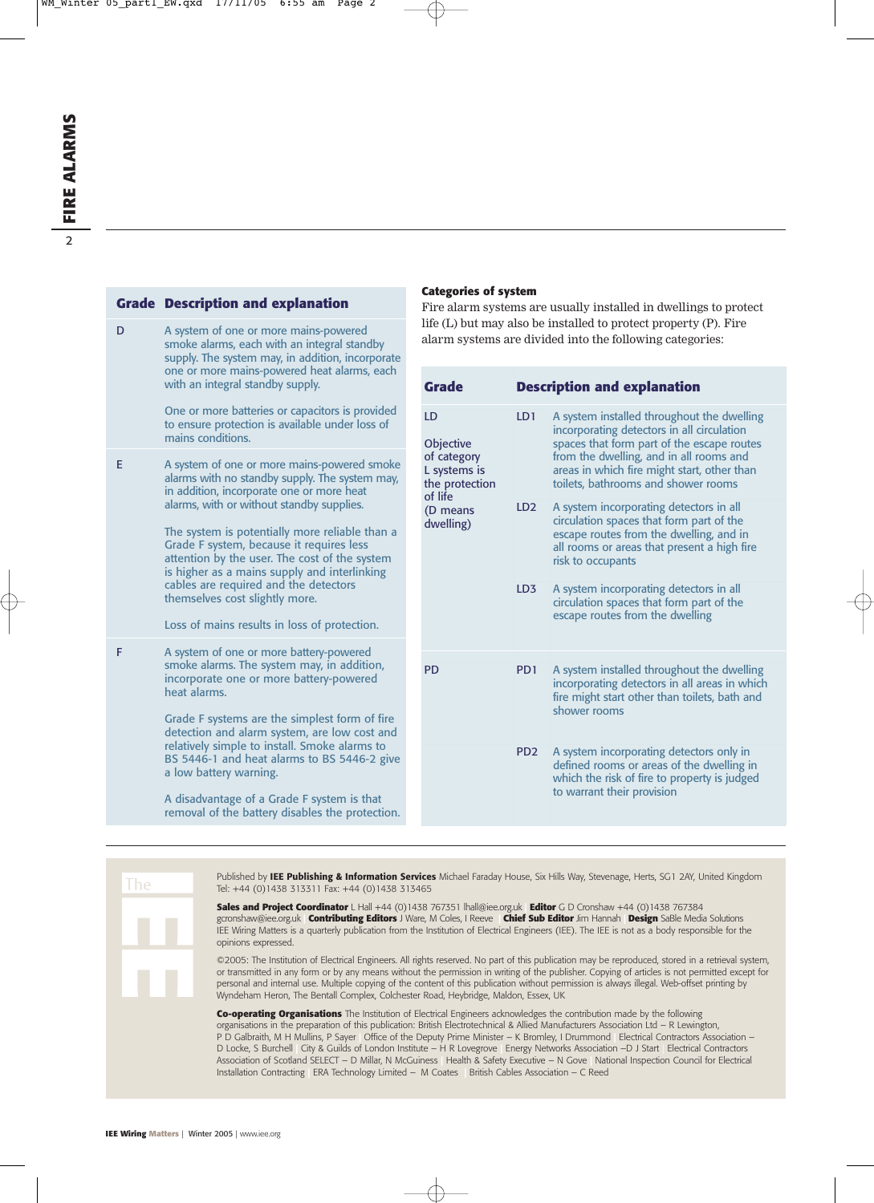| Grade | Description and explanation |
|---|---|
| D | A system of one or more mains-powered smoke alarms, each with an integral standby supply. The system may, in addition, incorporate one or more mains-powered heat alarms, each with an integral standby supply.<br><br>One or more batteries or capacitors is provided to ensure protection is available under loss of mains conditions. |
| E | A system of one or more mains-powered smoke alarms with no standby supply. The system may, in addition, incorporate one or more heat alarms, with or without standby supplies.<br><br>The system is potentially more reliable than a Grade F system, because it requires less attention by the user. The cost of the system is higher as a mains supply and interlinking cables are required and the detectors themselves cost slightly more.<br><br>Loss of mains results in loss of protection. |
| F | A system of one or more battery-powered smoke alarms. The system may, in addition, incorporate one or more battery-powered heat alarms.<br><br>Grade F systems are the simplest form of fire detection and alarm system, are low cost and relatively simple to install. Smoke alarms to BS 5446-1 and heat alarms to BS 5446-2 give a low battery warning.<br><br>A disadvantage of a Grade F system is that removal of the battery disables the protection. |

**Categories of system**

Fire alarm systems are usually installed in dwellings to protect life (L) but may also be installed to protect property (P). Fire alarm systems are divided into the following categories:

| Grade | | Description and explanation |
|---|---|---|
| LD<br><br>Objective of category L systems is the protection of life (D means dwelling) | LD1 | A system installed throughout the dwelling incorporating detectors in all circulation spaces that form part of the escape routes from the dwelling, and in all rooms and areas in which fire might start, other than toilets, bathrooms and shower rooms |
| | LD2 | A system incorporating detectors in all circulation spaces that form part of the escape routes from the dwelling, and in all rooms or areas that present a high fire risk to occupants |
| | LD3 | A system incorporating detectors in all circulation spaces that form part of the escape routes from the dwelling |
| PD | PD1 | A system installed throughout the dwelling incorporating detectors in all areas in which fire might start other than toilets, bath and shower rooms |
| | PD2 | A system incorporating detectors only in defined rooms or areas of the dwelling in which the risk of fire to property is judged to warrant their provision |

Published by **IEE Publishing & Information Services** Michael Faraday House, Six Hills Way, Stevenage, Herts, SG1 2AY, United Kingdom Tel: +44 (0)1438 313311 Fax: +44 (0)1438 313465

**Sales and Project Coordinator** L Hall +44 (0)1438 767351 lhall@iee.org.uk | **Editor** G D Cronshaw +44 (0)1438 767384 gcronshaw@iee.org.uk | **Contributing Editors** J Ware, M Coles, I Reeve | **Chief Sub Editor** Jim Hannah | **Design** SaBle Media Solutions
IEE Wiring Matters is a quarterly publication from the Institution of Electrical Engineers (IEE). The IEE is not as a body responsible for the opinions expressed.

©2005: The Institution of Electrical Engineers. All rights reserved. No part of this publication may be reproduced, stored in a retrieval system, or transmitted in any form or by any means without the permission in writing of the publisher. Copying of articles is not permitted except for personal and internal use. Multiple copying of the content of this publication without permission is always illegal. Web-offset printing by Wyndeham Heron, The Bentall Complex, Colchester Road, Heybridge, Maldon, Essex, UK

**Co-operating Organisations** The Institution of Electrical Engineers acknowledges the contribution made by the following organisations in the preparation of this publication: British Electrotechnical & Allied Manufacturers Association Ltd – R Lewington, P D Galbraith, M H Mullins, P Sayer | Office of the Deputy Prime Minister – K Bromley, I Drummond | Electrical Contractors Association – D Locke, S Burchell | City & Guilds of London Institute – H R Lovegrove | Energy Networks Association –D J Start | Electrical Contractors Association of Scotland SELECT – D Millar, N McGuiness | Health & Safety Executive – N Gove | National Inspection Council for Electrical Installation Contracting | ERA Technology Limited – M Coates | British Cables Association – C Reed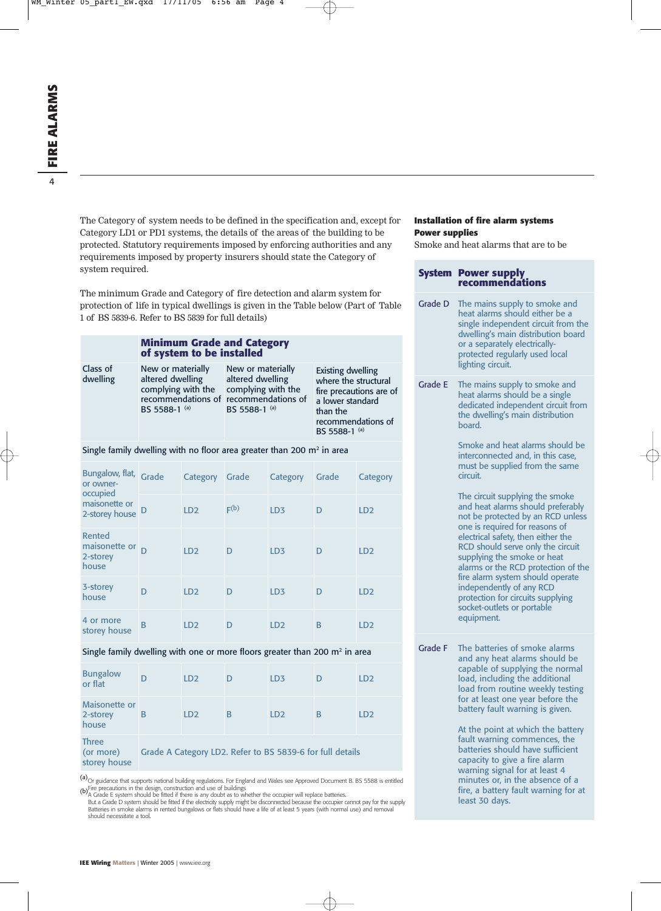The Category of system needs to be defined in the specification and, except for Category LD1 or PD1 systems, the details of the areas of the building to be protected. Statutory requirements imposed by enforcing authorities and any requirements imposed by property insurers should state the Category of system required.

The minimum Grade and Category of fire detection and alarm system for protection of life in typical dwellings is given in the Table below (Part of Table 1 of BS 5839-6. Refer to BS 5839 for full details)

| | **Minimum Grade and Category of system to be installed** | | | | | |
|---|---|---|---|---|---|---|
| Class of dwelling | New or materially altered dwelling complying with the recommendations of BS 5588-1 [(a)] | | New or materially altered dwelling complying with the recommendations of BS 5588-1 [(a)] | | Existing dwelling where the structural fire precautions are of a lower standard than the recommendations of BS 5588-1 [(a)] | |
| **Single family dwelling with no floor area greater than 200 m² in area** | | | | | | |
| | Grade | Category | Grade | Category | Grade | Category |
| Bungalow, flat, or owner-occupied maisonette or 2-storey house | D | LD2 | F[(b)] | LD3 | D | LD2 |
| Rented maisonette or 2-storey house | D | LD2 | D | LD3 | D | LD2 |
| 3-storey house | D | LD2 | D | LD3 | D | LD2 |
| 4 or more storey house | B | LD2 | D | LD2 | B | LD2 |
| **Single family dwelling with one or more floors greater than 200 m² in area** | | | | | | |
| Bungalow or flat | D | LD2 | D | LD3 | D | LD2 |
| Maisonette or 2-storey house | B | LD2 | B | LD2 | B | LD2 |
| Three (or more) storey house | Grade A Category LD2. Refer to BS 5839-6 for full details | | | | | |

[(a)] Or guidance that supports national building regulations. For England and Wales see Approved Document B. BS 5588 is entitled Fire precautions in the design, construction and use of buildings

[(b)] A Grade E system should be fitted if there is any doubt as to whether the occupier will replace batteries. But a Grade D system should be fitted if the electricity supply might be disconnected because the occupier cannot pay for the supply. Batteries in smoke alarms in rented bungalows or flats should have a life of at least 5 years (with normal use) and removal should necessitate a tool.

**Installation of fire alarm systems**

**Power supplies**

Smoke and heat alarms that are to be

| System | Power supply recommendations |
|---|---|
| Grade D | The mains supply to smoke and heat alarms should either be a single independent circuit from the dwelling's main distribution board or a separately electrically-protected regularly used local lighting circuit. |
| Grade E | The mains supply to smoke and heat alarms should be a single dedicated independent circuit from the dwelling's main distribution board.<br><br>Smoke and heat alarms should be interconnected and, in this case, must be supplied from the same circuit.<br><br>The circuit supplying the smoke and heat alarms should preferably not be protected by an RCD unless one is required for reasons of electrical safety, then either the RCD should serve only the circuit supplying the smoke or heat alarms or the RCD protection of the fire alarm system should operate independently of any RCD protection for circuits supplying socket-outlets or portable equipment. |
| Grade F | The batteries of smoke alarms and any heat alarms should be capable of supplying the normal load, including the additional load from routine weekly testing for at least one year before the battery fault warning is given.<br><br>At the point at which the battery fault warning commences, the batteries should have sufficient capacity to give a fire alarm warning signal for at least 4 minutes or, in the absence of a fire, a battery fault warning for at least 30 days. |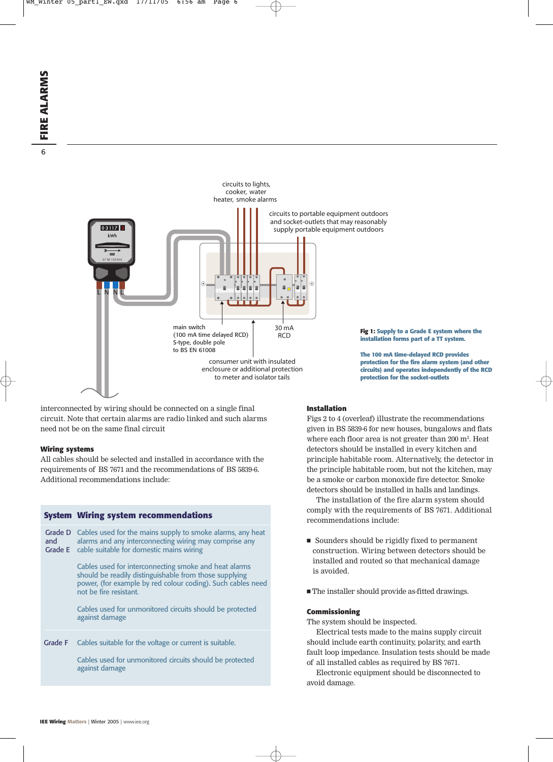circuits to lights, cooker, water heater, smoke alarms

circuits to portable equipment outdoors and socket-outlets that may reasonably supply portable equipment outdoors

main switch (100 mA time delayed RCD) S-type, double pole to BS EN 61008

30 mA RCD

consumer unit with insulated enclosure or additional protection to meter and isolator tails

**Fig 1:** Supply to a Grade E system where the installation forms part of a TT system.

The 100 mA time-delayed RCD provides protection for the fire alarm system (and other circuits) and operates independently of the RCD protection for the socket-outlets

interconnected by wiring should be connected on a single final circuit. Note that certain alarms are radio linked and such alarms need not be on the same final circuit

### Wiring systems

All cables should be selected and installed in accordance with the requirements of BS 7671 and the recommendations of BS 5839-6. Additional recommendations include:

| System | Wiring system recommendations |
|---|---|
| Grade D and Grade E | Cables used for the mains supply to smoke alarms, any heat alarms and any interconnecting wiring may comprise any cable suitable for domestic mains wiring<br><br>Cables used for interconnecting smoke and heat alarms should be readily distinguishable from those supplying power, (for example by red colour coding). Such cables need not be fire resistant.<br><br>Cables used for unmonitored circuits should be protected against damage |
| Grade F | Cables suitable for the voltage or current is suitable.<br><br>Cables used for unmonitored circuits should be protected against damage |

### Installation

Figs 2 to 4 (overleaf) illustrate the recommendations given in BS 5839-6 for new houses, bungalows and flats where each floor area is not greater than 200 m$^2$. Heat detectors should be installed in every kitchen and principle habitable room. Alternatively, the detector in the principle habitable room, but not the kitchen, may be a smoke or carbon monoxide fire detector. Smoke detectors should be installed in halls and landings.

The installation of the fire alarm system should comply with the requirements of BS 7671. Additional recommendations include:

- Sounders should be rigidly fixed to permanent construction. Wiring between detectors should be installed and routed so that mechanical damage is avoided.
- The installer should provide as-fitted drawings.

### Commissioning

The system should be inspected.

Electrical tests made to the mains supply circuit should include earth continuity, polarity, and earth fault loop impedance. Insulation tests should be made of all installed cables as required by BS 7671.

Electronic equipment should be disconnected to avoid damage.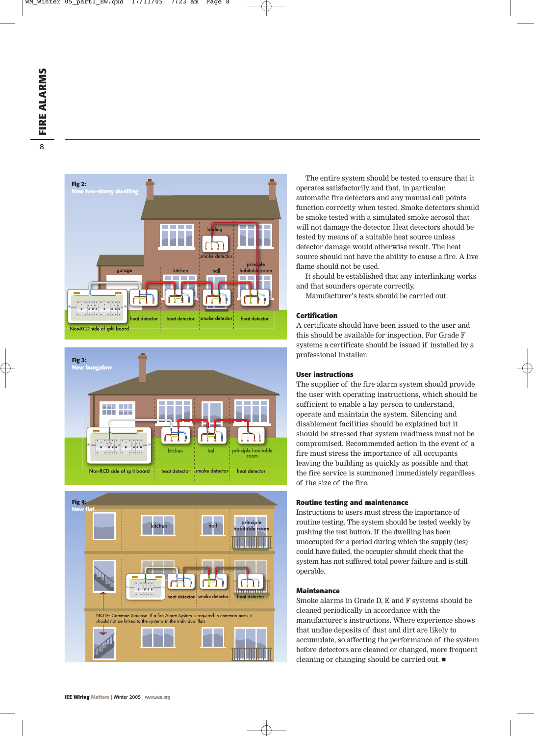Fig 2:
New two-storey dwelling

landing

smoke detector

garage

kitchen

hall

principle habitable room

heat detector

heat detector

smoke detector

heat detector

Non-RCD side of split board

Fig 3:
New bungalow

kitchen

hall

principle habitable room

Non-RCD side of split board

heat detector

smoke detector

heat detector

Fig 4:
New flat

kitchen

hall

principle habitable room

heat detector

smoke detector

heat detector

NOTE: Common Staircase. If a fire Alarm System is required in common parts it should not be linked to the systems in the individual flats

The entire system should be tested to ensure that it operates satisfactorily and that, in particular, automatic fire detectors and any manual call points function correctly when tested. Smoke detectors should be smoke tested with a simulated smoke aerosol that will not damage the detector. Heat detectors should be tested by means of a suitable heat source unless detector damage would otherwise result. The heat source should not have the ability to cause a fire. A live flame should not be used.

It should be established that any interlinking works and that sounders operate correctly.

Manufacturer's tests should be carried out.

## Certification

A certificate should have been issued to the user and this should be available for inspection. For Grade F systems a certificate should be issued if installed by a professional installer.

## User instructions

The supplier of the fire alarm system should provide the user with operating instructions, which should be sufficient to enable a lay person to understand, operate and maintain the system. Silencing and disablement facilities should be explained but it should be stressed that system readiness must not be compromised. Recommended action in the event of a fire must stress the importance of all occupants leaving the building as quickly as possible and that the fire service is summoned immediately regardless of the size of the fire.

## Routine testing and maintenance

Instructions to users must stress the importance of routine testing. The system should be tested weekly by pushing the test button. If the dwelling has been unoccupied for a period during which the supply (ies) could have failed, the occupier should check that the system has not suffered total power failure and is still operable.

## Maintenance

Smoke alarms in Grade D, E and F systems should be cleaned periodically in accordance with the manufacturer's instructions. Where experience shows that undue deposits of dust and dirt are likely to accumulate, so affecting the performance of the system before detectors are cleaned or changed, more frequent cleaning or changing should be carried out. ■